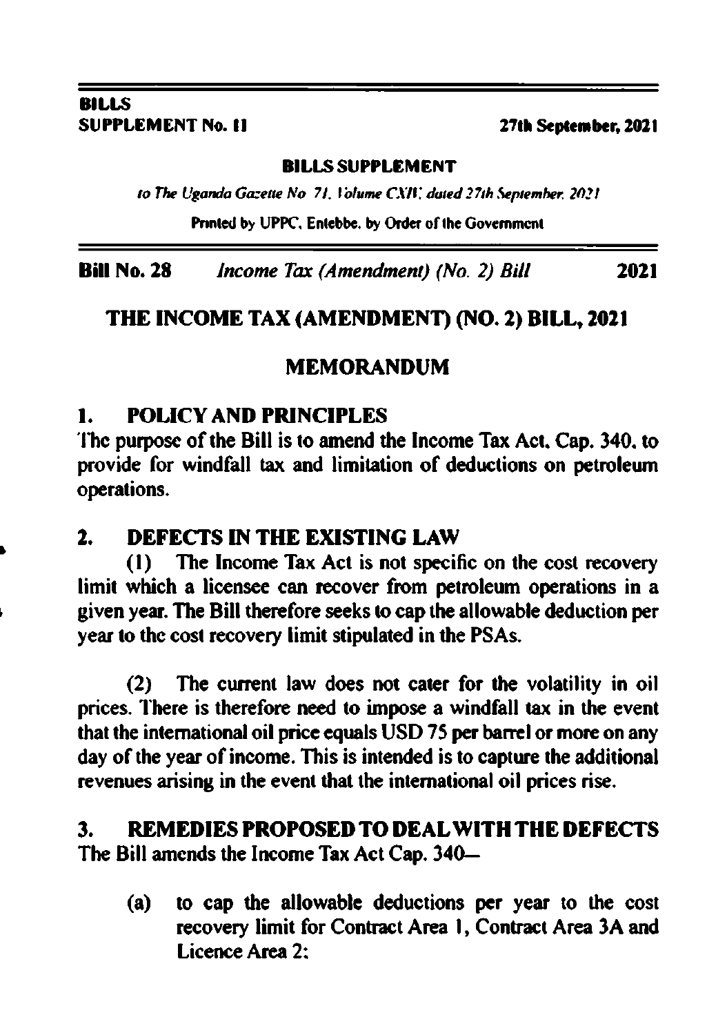**BILLS**
**SUPPLEMENT No. 11** **27th September, 2021**

**BILLS SUPPLEMENT**

*to The Uganda Gazette No. 71, Volume CXIV, dated 27th September, 2021*

Printed by UPPC, Entebbe, by Order of the Government

**Bill No. 28** *Income Tax (Amendment) (No. 2) Bill* **2021**

# THE INCOME TAX (AMENDMENT) (NO. 2) BILL, 2021

## MEMORANDUM

### 1. POLICY AND PRINCIPLES

The purpose of the Bill is to amend the Income Tax Act, Cap. 340, to provide for windfall tax and limitation of deductions on petroleum operations.

### 2. DEFECTS IN THE EXISTING LAW

(1) The Income Tax Act is not specific on the cost recovery limit which a licensee can recover from petroleum operations in a given year. The Bill therefore seeks to cap the allowable deduction per year to the cost recovery limit stipulated in the PSAs.

(2) The current law does not cater for the volatility in oil prices. There is therefore need to impose a windfall tax in the event that the international oil price equals USD 75 per barrel or more on any day of the year of income. This is intended is to capture the additional revenues arising in the event that the international oil prices rise.

### 3. REMEDIES PROPOSED TO DEAL WITH THE DEFECTS

The Bill amends the Income Tax Act Cap. 340—

(a) to cap the allowable deductions per year to the cost recovery limit for Contract Area 1, Contract Area 3A and Licence Area 2;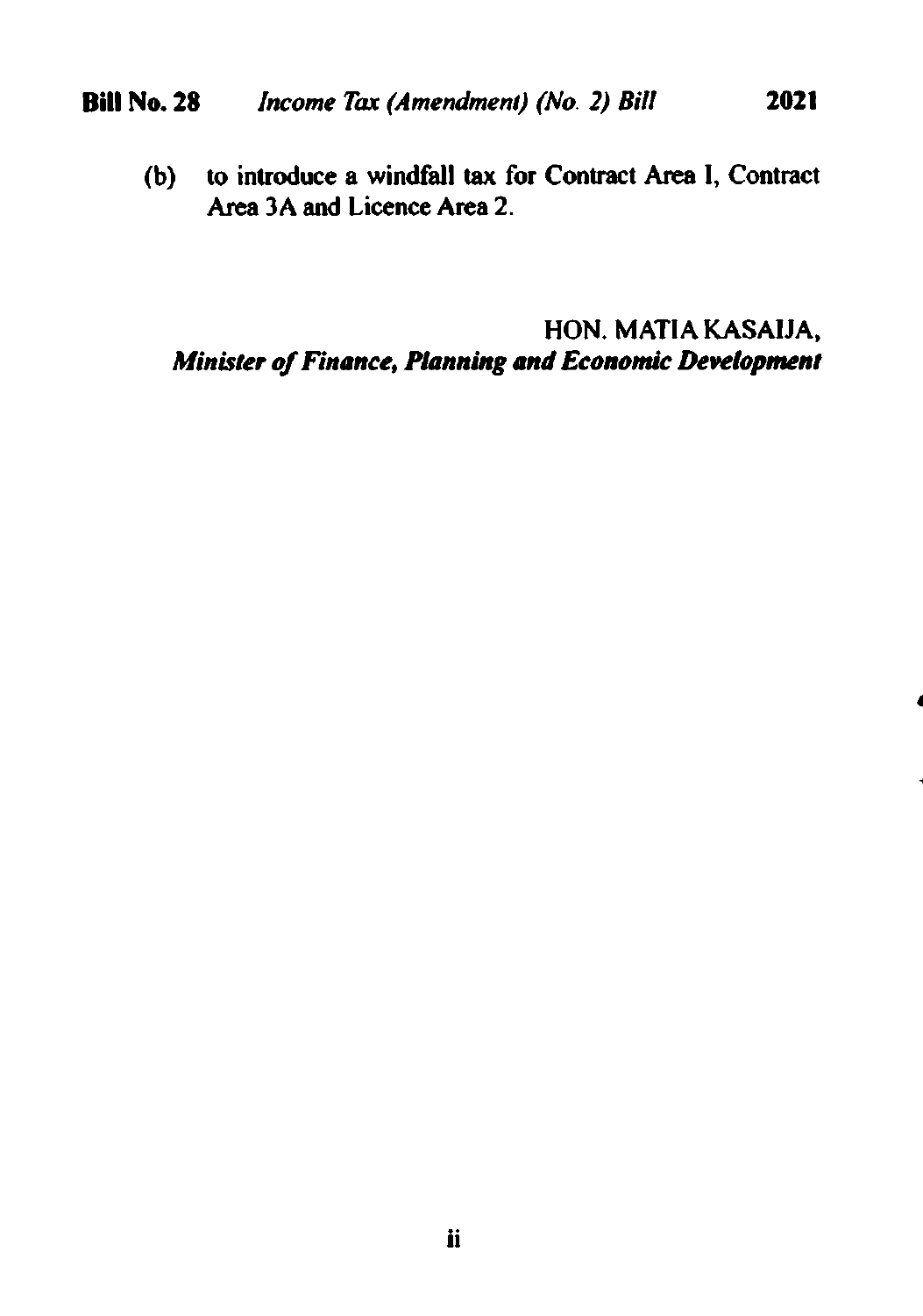(b) to introduce a windfall tax for Contract Area I, Contract Area 3A and Licence Area 2.

HON. MATIA KASAIJA,
*Minister of Finance, Planning and Economic Development*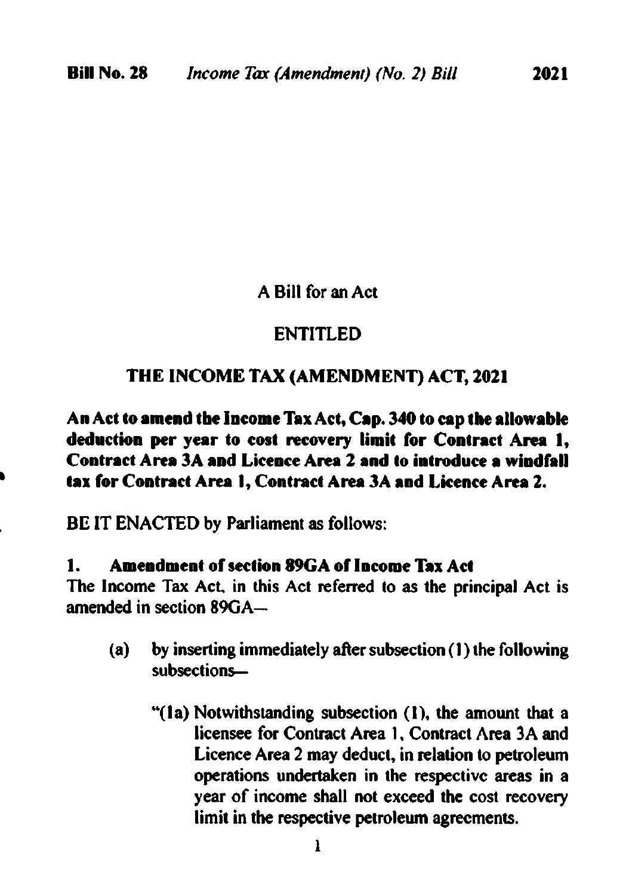A Bill for an Act

ENTITLED

**THE INCOME TAX (AMENDMENT) ACT, 2021**

**An Act to amend the Income Tax Act, Cap. 340 to cap the allowable deduction per year to cost recovery limit for Contract Area 1, Contract Area 3A and Licence Area 2 and to introduce a windfall tax for Contract Area 1, Contract Area 3A and Licence Area 2.**

BE IT ENACTED by Parliament as follows:

### 1. Amendment of section 89GA of Income Tax Act

The Income Tax Act, in this Act referred to as the principal Act is amended in section 89GA—

(a) by inserting immediately after subsection (1) the following subsections—

"(1a) Notwithstanding subsection (1), the amount that a licensee for Contract Area 1, Contract Area 3A and Licence Area 2 may deduct, in relation to petroleum operations undertaken in the respective areas in a year of income shall not exceed the cost recovery limit in the respective petroleum agreements.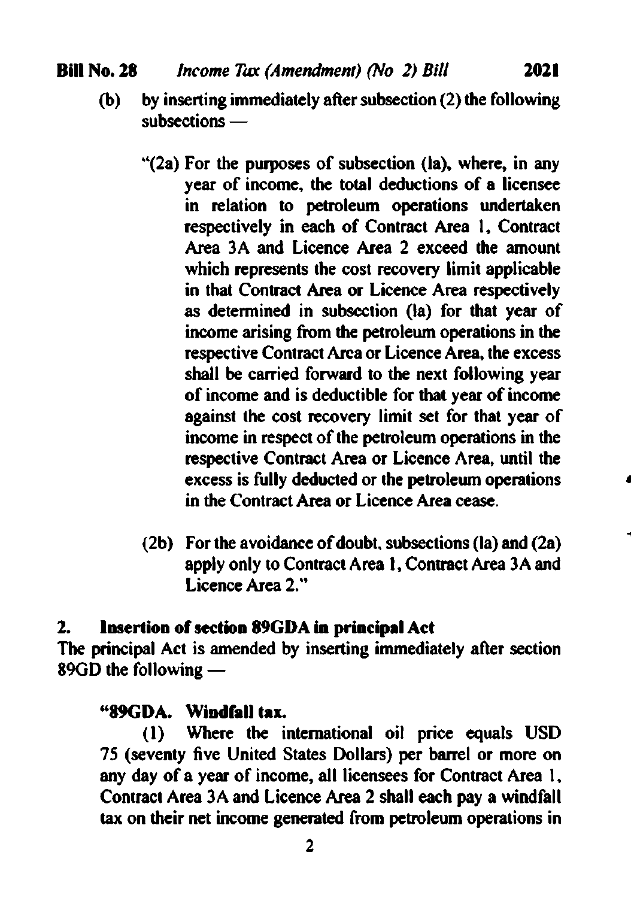(b) by inserting immediately after subsection (2) the following subsections —

"(2a) For the purposes of subsection (la), where, in any year of income, the total deductions of a licensee in relation to petroleum operations undertaken respectively in each of Contract Area 1, Contract Area 3A and Licence Area 2 exceed the amount which represents the cost recovery limit applicable in that Contract Area or Licence Area respectively as determined in subsection (la) for that year of income arising from the petroleum operations in the respective Contract Area or Licence Area, the excess shall be carried forward to the next following year of income and is deductible for that year of income against the cost recovery limit set for that year of income in respect of the petroleum operations in the respective Contract Area or Licence Area, until the excess is fully deducted or the petroleum operations in the Contract Area or Licence Area cease.

(2b) For the avoidance of doubt, subsections (la) and (2a) apply only to Contract Area 1, Contract Area 3A and Licence Area 2."

**2. Insertion of section 89GDA in principal Act**

The principal Act is amended by inserting immediately after section 89GD the following —

**"89GDA. Windfall tax.**

(1) Where the international oil price equals USD 75 (seventy five United States Dollars) per barrel or more on any day of a year of income, all licensees for Contract Area 1, Contract Area 3A and Licence Area 2 shall each pay a windfall tax on their net income generated from petroleum operations in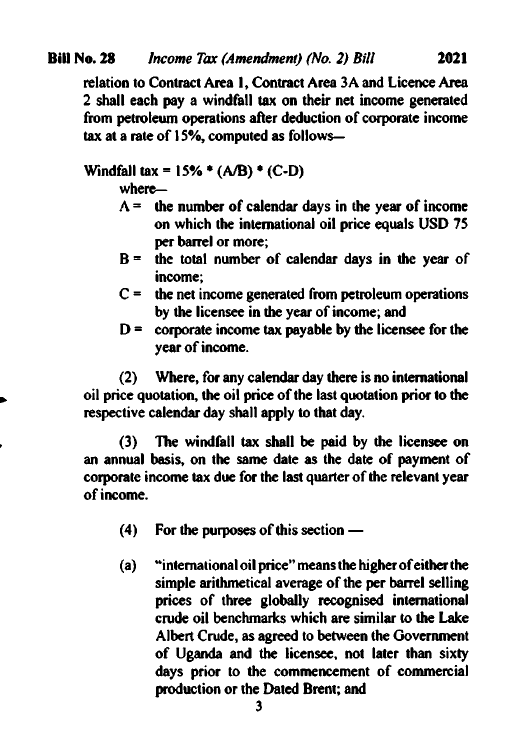relation to Contract Area 1, Contract Area 3A and Licence Area 2 shall each pay a windfall tax on their net income generated from petroleum operations after deduction of corporate income tax at a rate of 15%, computed as follows—

$$\text{Windfall tax} = 15\% * (A/B) * (C-D)$$

where—

- $A$ = the number of calendar days in the year of income on which the international oil price equals USD 75 per barrel or more;
- $B$ = the total number of calendar days in the year of income;
- $C$ = the net income generated from petroleum operations by the licensee in the year of income; and
- $D$ = corporate income tax payable by the licensee for the year of income.

(2) Where, for any calendar day there is no international oil price quotation, the oil price of the last quotation prior to the respective calendar day shall apply to that day.

(3) The windfall tax shall be paid by the licensee on an annual basis, on the same date as the date of payment of corporate income tax due for the last quarter of the relevant year of income.

(4) For the purposes of this section —

(a) "international oil price" means the higher of either the simple arithmetical average of the per barrel selling prices of three globally recognised international crude oil benchmarks which are similar to the Lake Albert Crude, as agreed to between the Government of Uganda and the licensee, not later than sixty days prior to the commencement of commercial production or the Dated Brent; and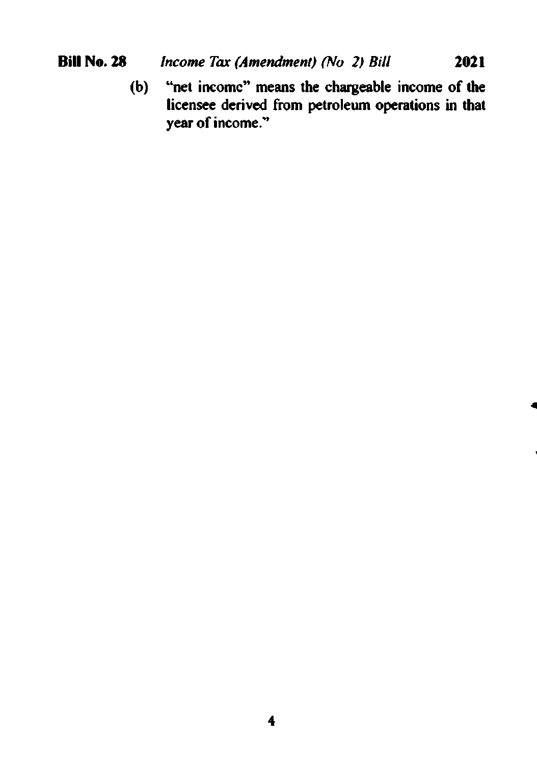(b) "net incomc" means the chargeable income of the licensee derived from petroleum operations in that year of income."